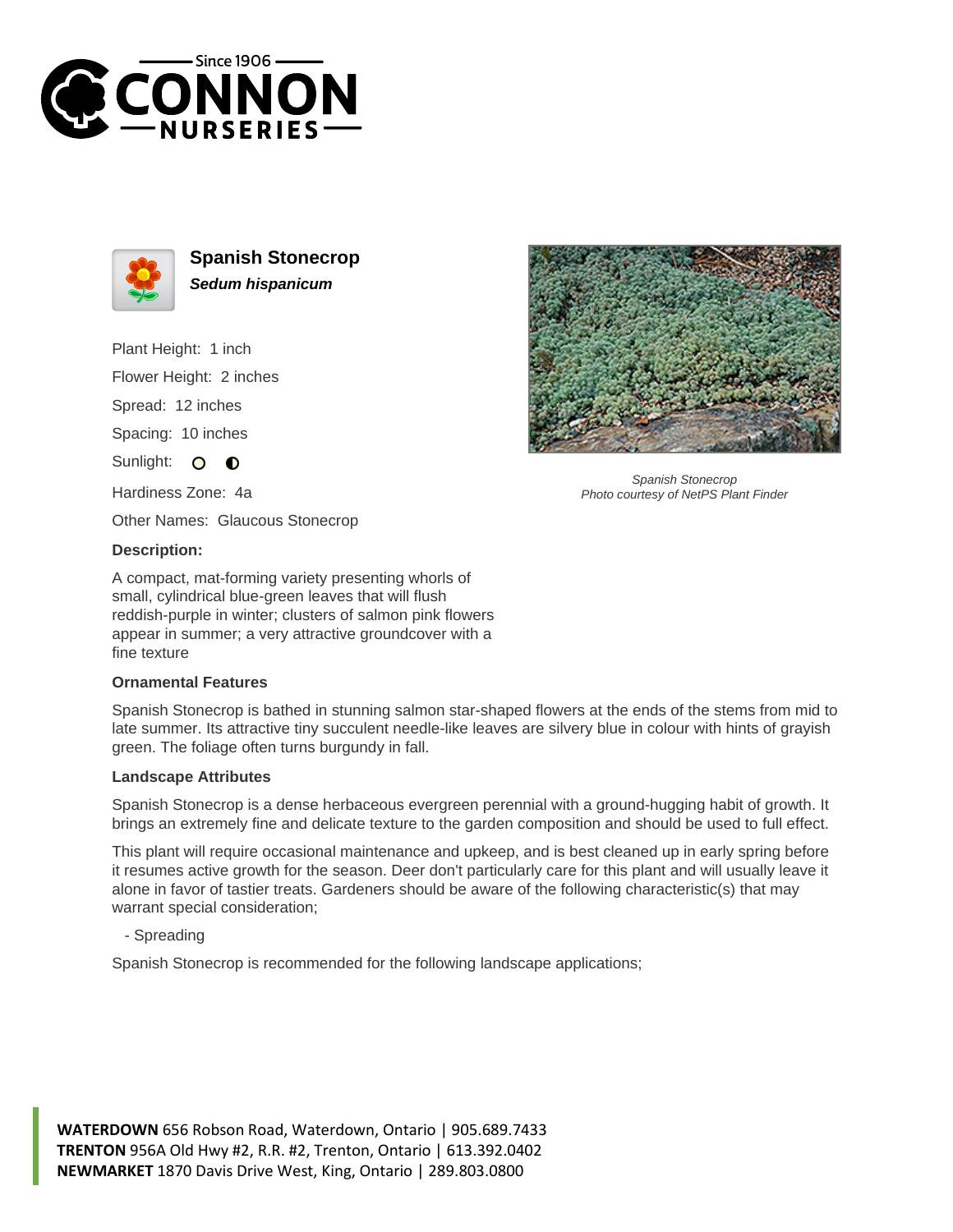## Spanish Stonecrop

***Sedum hispanicum***

Plant Height: 1 inch

Flower Height: 2 inches

Spread: 12 inches

Spacing: 10 inches

Sunlight: ○ ◐

Hardiness Zone: 4a

Other Names: Glaucous Stonecrop

*Spanish Stonecrop*
*Photo courtesy of NetPS Plant Finder*

### Description:

A compact, mat-forming variety presenting whorls of small, cylindrical blue-green leaves that will flush reddish-purple in winter; clusters of salmon pink flowers appear in summer; a very attractive groundcover with a fine texture

### Ornamental Features

Spanish Stonecrop is bathed in stunning salmon star-shaped flowers at the ends of the stems from mid to late summer. Its attractive tiny succulent needle-like leaves are silvery blue in colour with hints of grayish green. The foliage often turns burgundy in fall.

### Landscape Attributes

Spanish Stonecrop is a dense herbaceous evergreen perennial with a ground-hugging habit of growth. It brings an extremely fine and delicate texture to the garden composition and should be used to full effect.

This plant will require occasional maintenance and upkeep, and is best cleaned up in early spring before it resumes active growth for the season. Deer don't particularly care for this plant and will usually leave it alone in favor of tastier treats. Gardeners should be aware of the following characteristic(s) that may warrant special consideration;

- Spreading

Spanish Stonecrop is recommended for the following landscape applications;

**WATERDOWN** 656 Robson Road, Waterdown, Ontario | 905.689.7433
**TRENTON** 956A Old Hwy #2, R.R. #2, Trenton, Ontario | 613.392.0402
**NEWMARKET** 1870 Davis Drive West, King, Ontario | 289.803.0800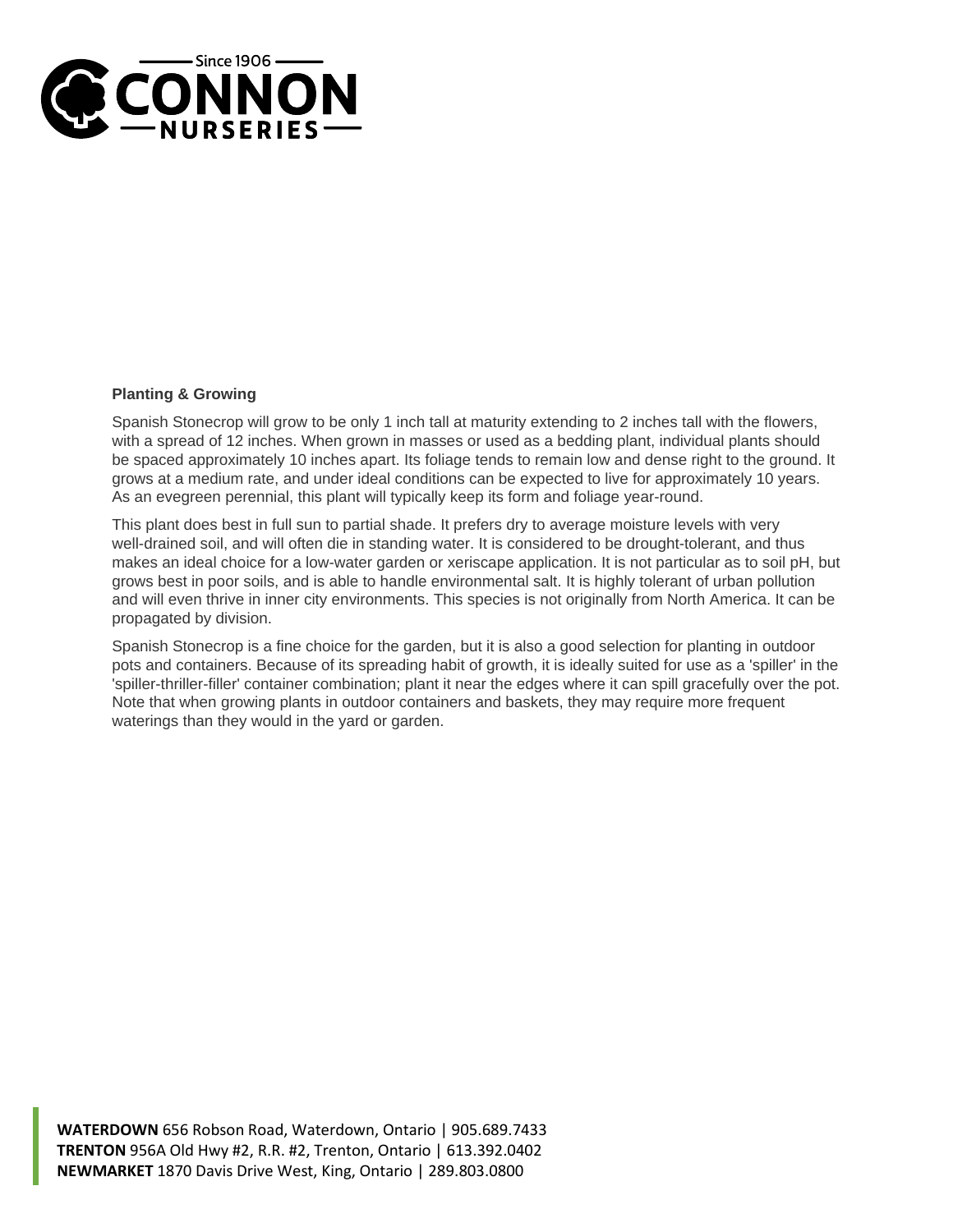### Planting & Growing

Spanish Stonecrop will grow to be only 1 inch tall at maturity extending to 2 inches tall with the flowers, with a spread of 12 inches. When grown in masses or used as a bedding plant, individual plants should be spaced approximately 10 inches apart. Its foliage tends to remain low and dense right to the ground. It grows at a medium rate, and under ideal conditions can be expected to live for approximately 10 years. As an evegreen perennial, this plant will typically keep its form and foliage year-round.

This plant does best in full sun to partial shade. It prefers dry to average moisture levels with very well-drained soil, and will often die in standing water. It is considered to be drought-tolerant, and thus makes an ideal choice for a low-water garden or xeriscape application. It is not particular as to soil pH, but grows best in poor soils, and is able to handle environmental salt. It is highly tolerant of urban pollution and will even thrive in inner city environments. This species is not originally from North America. It can be propagated by division.

Spanish Stonecrop is a fine choice for the garden, but it is also a good selection for planting in outdoor pots and containers. Because of its spreading habit of growth, it is ideally suited for use as a 'spiller' in the 'spiller-thriller-filler' container combination; plant it near the edges where it can spill gracefully over the pot. Note that when growing plants in outdoor containers and baskets, they may require more frequent waterings than they would in the yard or garden.